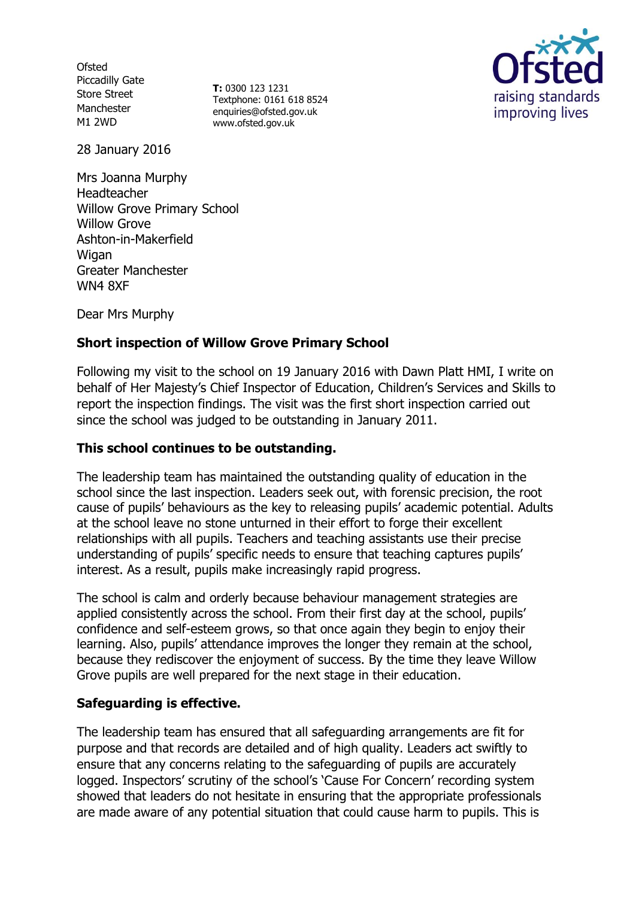Ofsted
Piccadilly Gate
Store Street
Manchester
M1 2WD

**T:** 0300 123 1231
Textphone: 0161 618 8524
enquiries@ofsted.gov.uk
www.ofsted.gov.uk

28 January 2016

Mrs Joanna Murphy
Headteacher
Willow Grove Primary School
Willow Grove
Ashton-in-Makerfield
Wigan
Greater Manchester
WN4 8XF

Dear Mrs Murphy

**Short inspection of Willow Grove Primary School**

Following my visit to the school on 19 January 2016 with Dawn Platt HMI, I write on behalf of Her Majesty's Chief Inspector of Education, Children's Services and Skills to report the inspection findings. The visit was the first short inspection carried out since the school was judged to be outstanding in January 2011.

**This school continues to be outstanding.**

The leadership team has maintained the outstanding quality of education in the school since the last inspection. Leaders seek out, with forensic precision, the root cause of pupils' behaviours as the key to releasing pupils' academic potential. Adults at the school leave no stone unturned in their effort to forge their excellent relationships with all pupils. Teachers and teaching assistants use their precise understanding of pupils' specific needs to ensure that teaching captures pupils' interest. As a result, pupils make increasingly rapid progress.

The school is calm and orderly because behaviour management strategies are applied consistently across the school. From their first day at the school, pupils' confidence and self-esteem grows, so that once again they begin to enjoy their learning. Also, pupils' attendance improves the longer they remain at the school, because they rediscover the enjoyment of success. By the time they leave Willow Grove pupils are well prepared for the next stage in their education.

**Safeguarding is effective.**

The leadership team has ensured that all safeguarding arrangements are fit for purpose and that records are detailed and of high quality. Leaders act swiftly to ensure that any concerns relating to the safeguarding of pupils are accurately logged. Inspectors' scrutiny of the school's 'Cause For Concern' recording system showed that leaders do not hesitate in ensuring that the appropriate professionals are made aware of any potential situation that could cause harm to pupils. This is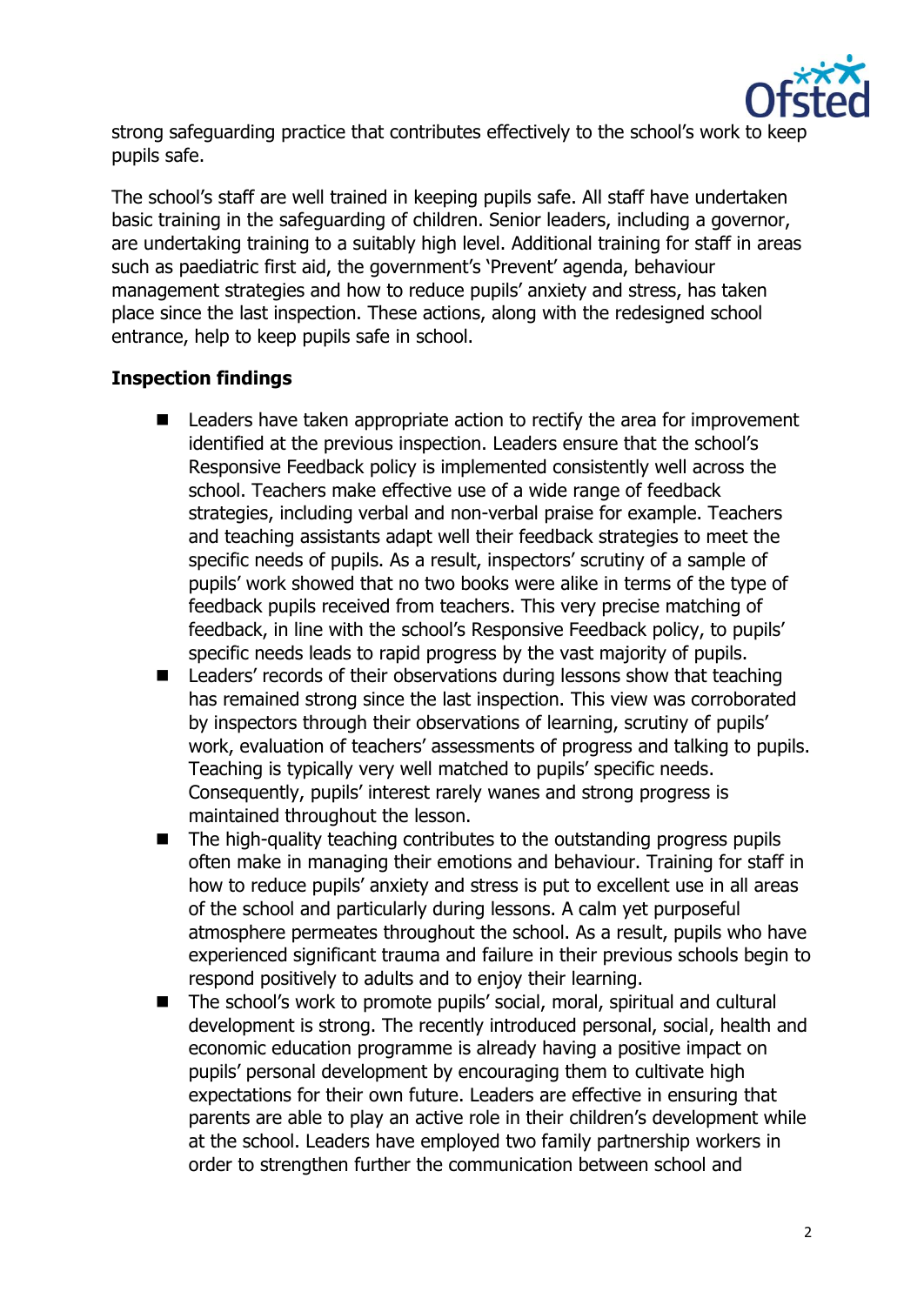strong safeguarding practice that contributes effectively to the school's work to keep pupils safe.

The school's staff are well trained in keeping pupils safe. All staff have undertaken basic training in the safeguarding of children. Senior leaders, including a governor, are undertaking training to a suitably high level. Additional training for staff in areas such as paediatric first aid, the government's 'Prevent' agenda, behaviour management strategies and how to reduce pupils' anxiety and stress, has taken place since the last inspection. These actions, along with the redesigned school entrance, help to keep pupils safe in school.

**Inspection findings**

- Leaders have taken appropriate action to rectify the area for improvement identified at the previous inspection. Leaders ensure that the school's Responsive Feedback policy is implemented consistently well across the school. Teachers make effective use of a wide range of feedback strategies, including verbal and non-verbal praise for example. Teachers and teaching assistants adapt well their feedback strategies to meet the specific needs of pupils. As a result, inspectors' scrutiny of a sample of pupils' work showed that no two books were alike in terms of the type of feedback pupils received from teachers. This very precise matching of feedback, in line with the school's Responsive Feedback policy, to pupils' specific needs leads to rapid progress by the vast majority of pupils.
- Leaders' records of their observations during lessons show that teaching has remained strong since the last inspection. This view was corroborated by inspectors through their observations of learning, scrutiny of pupils' work, evaluation of teachers' assessments of progress and talking to pupils. Teaching is typically very well matched to pupils' specific needs. Consequently, pupils' interest rarely wanes and strong progress is maintained throughout the lesson.
- The high-quality teaching contributes to the outstanding progress pupils often make in managing their emotions and behaviour. Training for staff in how to reduce pupils' anxiety and stress is put to excellent use in all areas of the school and particularly during lessons. A calm yet purposeful atmosphere permeates throughout the school. As a result, pupils who have experienced significant trauma and failure in their previous schools begin to respond positively to adults and to enjoy their learning.
- The school's work to promote pupils' social, moral, spiritual and cultural development is strong. The recently introduced personal, social, health and economic education programme is already having a positive impact on pupils' personal development by encouraging them to cultivate high expectations for their own future. Leaders are effective in ensuring that parents are able to play an active role in their children's development while at the school. Leaders have employed two family partnership workers in order to strengthen further the communication between school and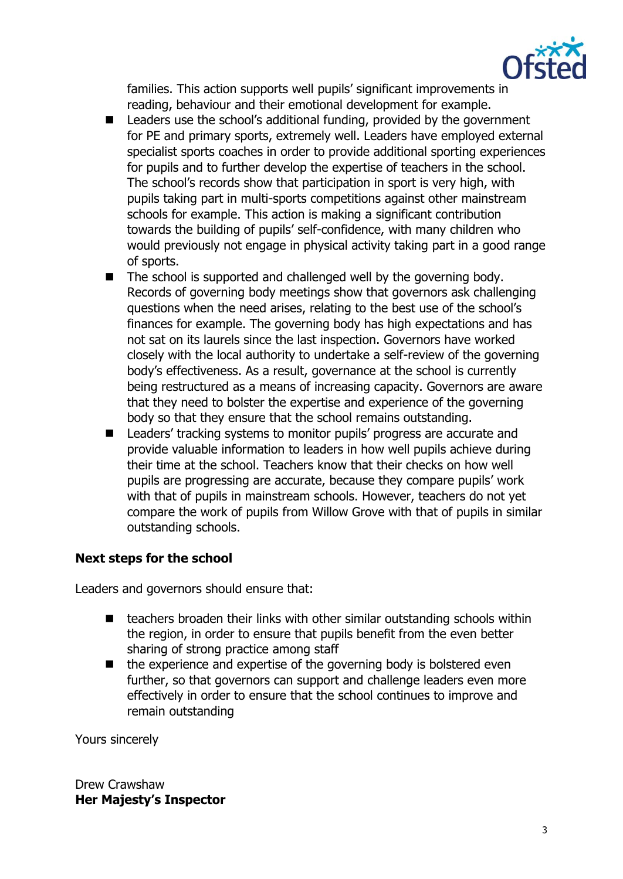families. This action supports well pupils' significant improvements in reading, behaviour and their emotional development for example.

- Leaders use the school's additional funding, provided by the government for PE and primary sports, extremely well. Leaders have employed external specialist sports coaches in order to provide additional sporting experiences for pupils and to further develop the expertise of teachers in the school. The school's records show that participation in sport is very high, with pupils taking part in multi-sports competitions against other mainstream schools for example. This action is making a significant contribution towards the building of pupils' self-confidence, with many children who would previously not engage in physical activity taking part in a good range of sports.
- The school is supported and challenged well by the governing body. Records of governing body meetings show that governors ask challenging questions when the need arises, relating to the best use of the school's finances for example. The governing body has high expectations and has not sat on its laurels since the last inspection. Governors have worked closely with the local authority to undertake a self-review of the governing body's effectiveness. As a result, governance at the school is currently being restructured as a means of increasing capacity. Governors are aware that they need to bolster the expertise and experience of the governing body so that they ensure that the school remains outstanding.
- Leaders' tracking systems to monitor pupils' progress are accurate and provide valuable information to leaders in how well pupils achieve during their time at the school. Teachers know that their checks on how well pupils are progressing are accurate, because they compare pupils' work with that of pupils in mainstream schools. However, teachers do not yet compare the work of pupils from Willow Grove with that of pupils in similar outstanding schools.

**Next steps for the school**

Leaders and governors should ensure that:

- teachers broaden their links with other similar outstanding schools within the region, in order to ensure that pupils benefit from the even better sharing of strong practice among staff
- the experience and expertise of the governing body is bolstered even further, so that governors can support and challenge leaders even more effectively in order to ensure that the school continues to improve and remain outstanding

Yours sincerely

Drew Crawshaw
**Her Majesty's Inspector**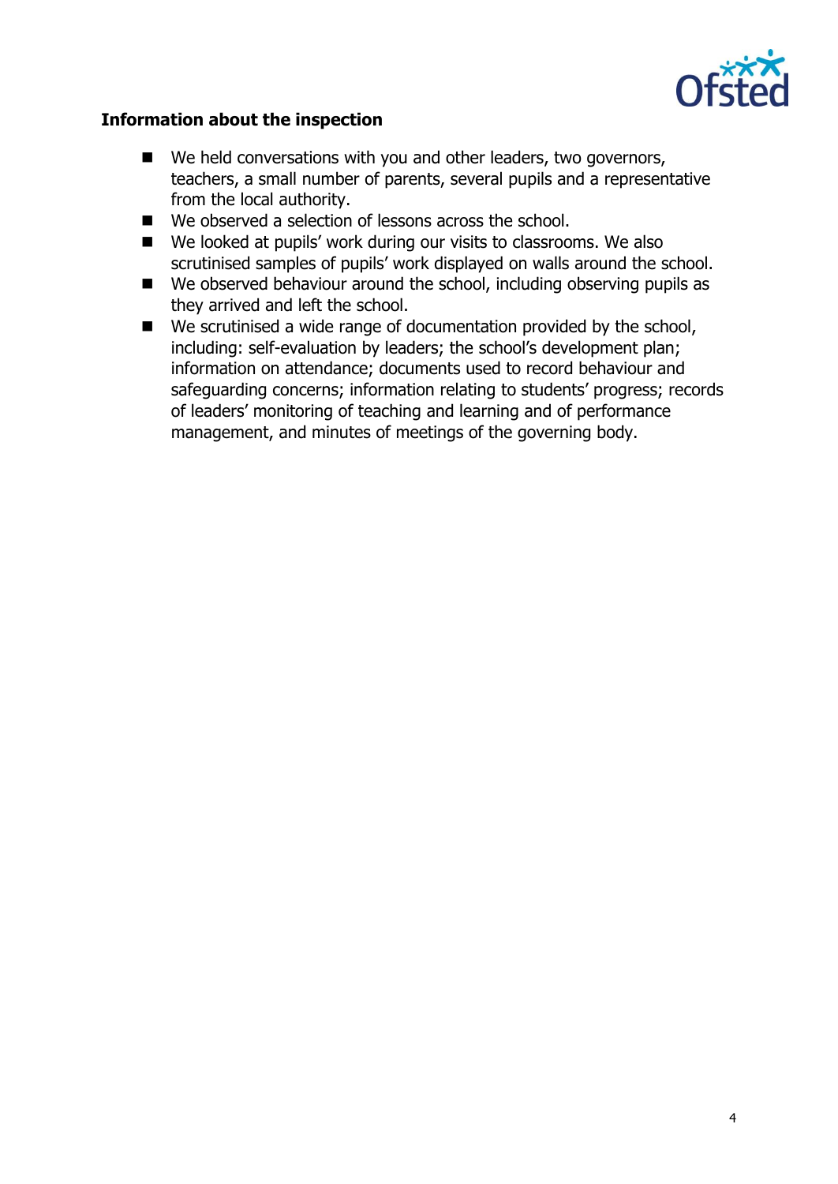**Information about the inspection**

- We held conversations with you and other leaders, two governors, teachers, a small number of parents, several pupils and a representative from the local authority.
- We observed a selection of lessons across the school.
- We looked at pupils' work during our visits to classrooms. We also scrutinised samples of pupils' work displayed on walls around the school.
- We observed behaviour around the school, including observing pupils as they arrived and left the school.
- We scrutinised a wide range of documentation provided by the school, including: self-evaluation by leaders; the school's development plan; information on attendance; documents used to record behaviour and safeguarding concerns; information relating to students' progress; records of leaders' monitoring of teaching and learning and of performance management, and minutes of meetings of the governing body.